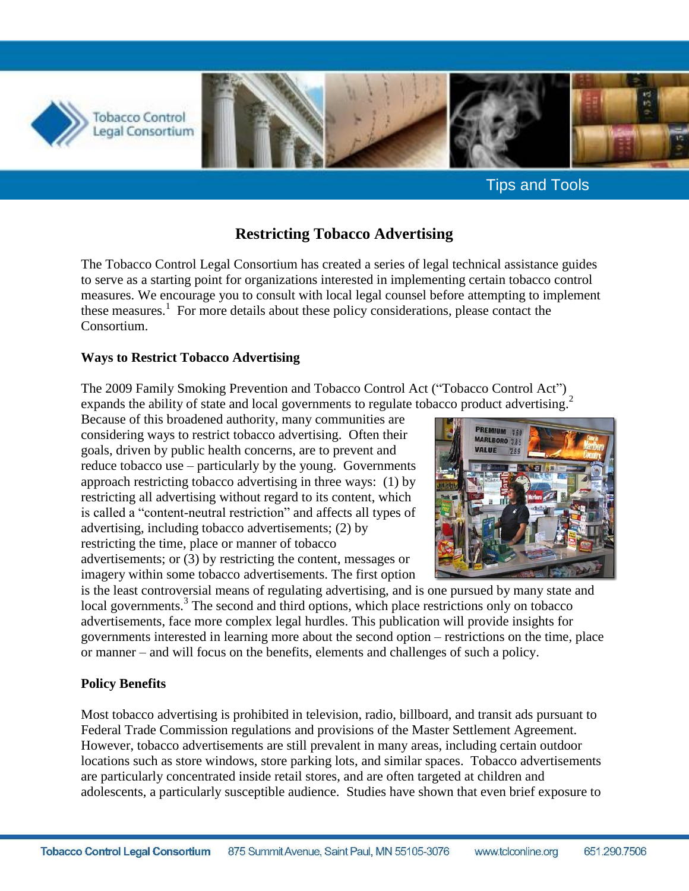# Restricting Tobacco Advertising

The Tobacco Control Legal Consortium has created a series of legal technical assistance guides to serve as a starting point for organizations interested in implementing certain tobacco control measures. We encourage you to consult with local legal counsel before attempting to implement these measures.[1] For more details about these policy considerations, please contact the Consortium.

## Ways to Restrict Tobacco Advertising

The 2009 Family Smoking Prevention and Tobacco Control Act ("Tobacco Control Act") expands the ability of state and local governments to regulate tobacco product advertising.[2] Because of this broadened authority, many communities are considering ways to restrict tobacco advertising. Often their goals, driven by public health concerns, are to prevent and reduce tobacco use – particularly by the young. Governments approach restricting tobacco advertising in three ways: (1) by restricting all advertising without regard to its content, which is called a "content-neutral restriction" and affects all types of advertising, including tobacco advertisements; (2) by restricting the time, place or manner of tobacco advertisements; or (3) by restricting the content, messages or imagery within some tobacco advertisements. The first option is the least controversial means of regulating advertising, and is one pursued by many state and local governments.[3] The second and third options, which place restrictions only on tobacco advertisements, face more complex legal hurdles. This publication will provide insights for governments interested in learning more about the second option – restrictions on the time, place or manner – and will focus on the benefits, elements and challenges of such a policy.

## Policy Benefits

Most tobacco advertising is prohibited in television, radio, billboard, and transit ads pursuant to Federal Trade Commission regulations and provisions of the Master Settlement Agreement. However, tobacco advertisements are still prevalent in many areas, including certain outdoor locations such as store windows, store parking lots, and similar spaces. Tobacco advertisements are particularly concentrated inside retail stores, and are often targeted at children and adolescents, a particularly susceptible audience. Studies have shown that even brief exposure to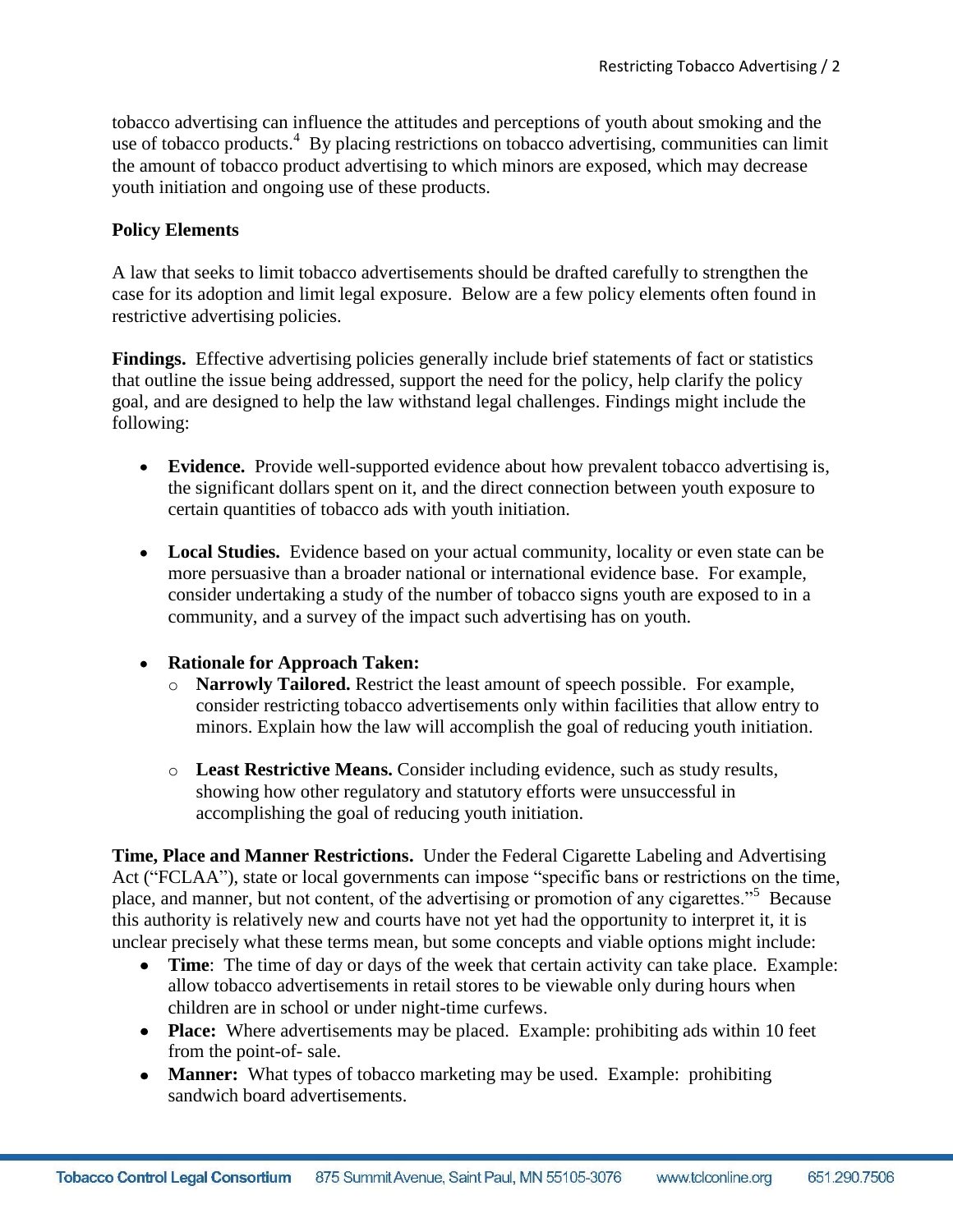tobacco advertising can influence the attitudes and perceptions of youth about smoking and the use of tobacco products.[4] By placing restrictions on tobacco advertising, communities can limit the amount of tobacco product advertising to which minors are exposed, which may decrease youth initiation and ongoing use of these products.

**Policy Elements**

A law that seeks to limit tobacco advertisements should be drafted carefully to strengthen the case for its adoption and limit legal exposure. Below are a few policy elements often found in restrictive advertising policies.

**Findings.** Effective advertising policies generally include brief statements of fact or statistics that outline the issue being addressed, support the need for the policy, help clarify the policy goal, and are designed to help the law withstand legal challenges. Findings might include the following:

- **Evidence.** Provide well-supported evidence about how prevalent tobacco advertising is, the significant dollars spent on it, and the direct connection between youth exposure to certain quantities of tobacco ads with youth initiation.
- **Local Studies.** Evidence based on your actual community, locality or even state can be more persuasive than a broader national or international evidence base. For example, consider undertaking a study of the number of tobacco signs youth are exposed to in a community, and a survey of the impact such advertising has on youth.
- **Rationale for Approach Taken:**
  - **Narrowly Tailored.** Restrict the least amount of speech possible. For example, consider restricting tobacco advertisements only within facilities that allow entry to minors. Explain how the law will accomplish the goal of reducing youth initiation.
  - **Least Restrictive Means.** Consider including evidence, such as study results, showing how other regulatory and statutory efforts were unsuccessful in accomplishing the goal of reducing youth initiation.

**Time, Place and Manner Restrictions.** Under the Federal Cigarette Labeling and Advertising Act ("FCLAA"), state or local governments can impose "specific bans or restrictions on the time, place, and manner, but not content, of the advertising or promotion of any cigarettes."[5] Because this authority is relatively new and courts have not yet had the opportunity to interpret it, it is unclear precisely what these terms mean, but some concepts and viable options might include:

- **Time**: The time of day or days of the week that certain activity can take place. Example: allow tobacco advertisements in retail stores to be viewable only during hours when children are in school or under night-time curfews.
- **Place:** Where advertisements may be placed. Example: prohibiting ads within 10 feet from the point-of- sale.
- **Manner:** What types of tobacco marketing may be used. Example: prohibiting sandwich board advertisements.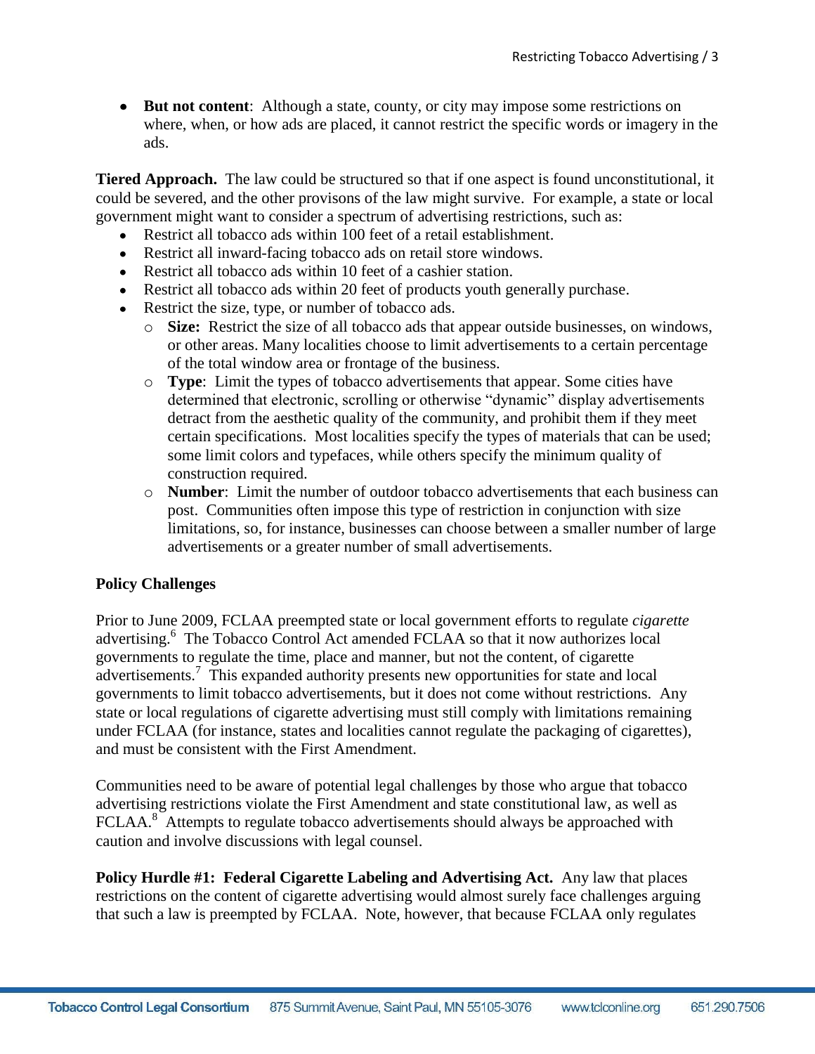- **But not content**: Although a state, county, or city may impose some restrictions on where, when, or how ads are placed, it cannot restrict the specific words or imagery in the ads.

**Tiered Approach.** The law could be structured so that if one aspect is found unconstitutional, it could be severed, and the other provisons of the law might survive. For example, a state or local government might want to consider a spectrum of advertising restrictions, such as:

- Restrict all tobacco ads within 100 feet of a retail establishment.
- Restrict all inward-facing tobacco ads on retail store windows.
- Restrict all tobacco ads within 10 feet of a cashier station.
- Restrict all tobacco ads within 20 feet of products youth generally purchase.
- Restrict the size, type, or number of tobacco ads.
  - **Size:** Restrict the size of all tobacco ads that appear outside businesses, on windows, or other areas. Many localities choose to limit advertisements to a certain percentage of the total window area or frontage of the business.
  - **Type**: Limit the types of tobacco advertisements that appear. Some cities have determined that electronic, scrolling or otherwise "dynamic" display advertisements detract from the aesthetic quality of the community, and prohibit them if they meet certain specifications. Most localities specify the types of materials that can be used; some limit colors and typefaces, while others specify the minimum quality of construction required.
  - **Number**: Limit the number of outdoor tobacco advertisements that each business can post. Communities often impose this type of restriction in conjunction with size limitations, so, for instance, businesses can choose between a smaller number of large advertisements or a greater number of small advertisements.

**Policy Challenges**

Prior to June 2009, FCLAA preempted state or local government efforts to regulate *cigarette* advertising.[6] The Tobacco Control Act amended FCLAA so that it now authorizes local governments to regulate the time, place and manner, but not the content, of cigarette advertisements.[7] This expanded authority presents new opportunities for state and local governments to limit tobacco advertisements, but it does not come without restrictions. Any state or local regulations of cigarette advertising must still comply with limitations remaining under FCLAA (for instance, states and localities cannot regulate the packaging of cigarettes), and must be consistent with the First Amendment.

Communities need to be aware of potential legal challenges by those who argue that tobacco advertising restrictions violate the First Amendment and state constitutional law, as well as FCLAA.[8] Attempts to regulate tobacco advertisements should always be approached with caution and involve discussions with legal counsel.

**Policy Hurdle #1: Federal Cigarette Labeling and Advertising Act.** Any law that places restrictions on the content of cigarette advertising would almost surely face challenges arguing that such a law is preempted by FCLAA. Note, however, that because FCLAA only regulates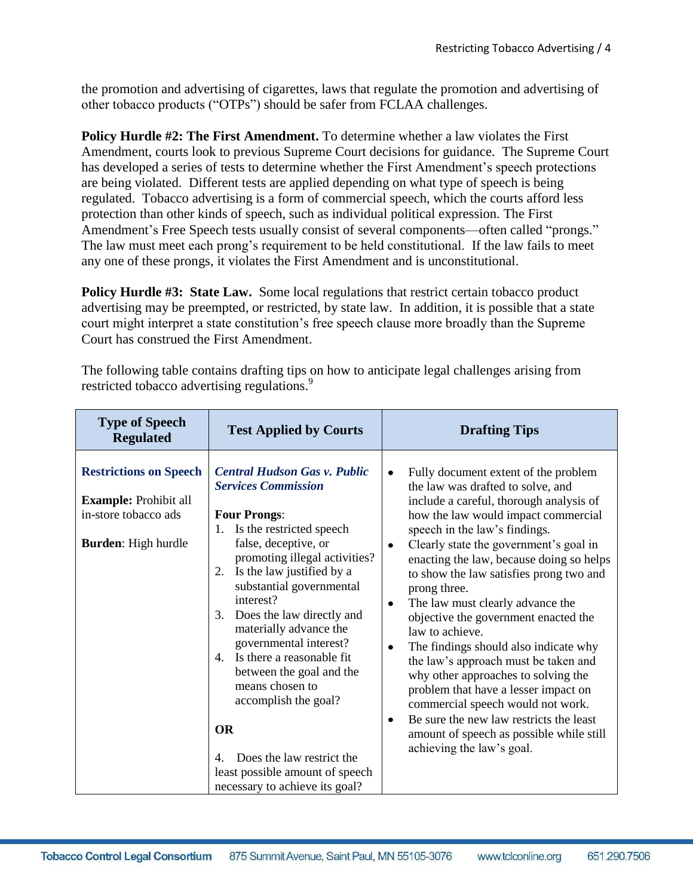the promotion and advertising of cigarettes, laws that regulate the promotion and advertising of other tobacco products ("OTPs") should be safer from FCLAA challenges.

**Policy Hurdle #2: The First Amendment.** To determine whether a law violates the First Amendment, courts look to previous Supreme Court decisions for guidance. The Supreme Court has developed a series of tests to determine whether the First Amendment's speech protections are being violated. Different tests are applied depending on what type of speech is being regulated. Tobacco advertising is a form of commercial speech, which the courts afford less protection than other kinds of speech, such as individual political expression. The First Amendment's Free Speech tests usually consist of several components—often called "prongs." The law must meet each prong's requirement to be held constitutional. If the law fails to meet any one of these prongs, it violates the First Amendment and is unconstitutional.

**Policy Hurdle #3: State Law.** Some local regulations that restrict certain tobacco product advertising may be preempted, or restricted, by state law. In addition, it is possible that a state court might interpret a state constitution's free speech clause more broadly than the Supreme Court has construed the First Amendment.

The following table contains drafting tips on how to anticipate legal challenges arising from restricted tobacco advertising regulations.[9]

| Type of Speech Regulated | Test Applied by Courts | Drafting Tips |
|---|---|---|
| **Restrictions on Speech**<br><br>**Example:** Prohibit all in-store tobacco ads<br><br>**Burden**: High hurdle | ***Central Hudson Gas v. Public Services Commission***<br><br>**Four Prongs**:<br>1. Is the restricted speech false, deceptive, or promoting illegal activities?<br>2. Is the law justified by a substantial governmental interest?<br>3. Does the law directly and materially advance the governmental interest?<br>4. Is there a reasonable fit between the goal and the means chosen to accomplish the goal?<br><br>**OR**<br><br>4. Does the law restrict the least possible amount of speech necessary to achieve its goal? | • Fully document extent of the problem the law was drafted to solve, and include a careful, thorough analysis of how the law would impact commercial speech in the law's findings.<br>• Clearly state the government's goal in enacting the law, because doing so helps to show the law satisfies prong two and prong three.<br>• The law must clearly advance the objective the government enacted the law to achieve.<br>• The findings should also indicate why the law's approach must be taken and why other approaches to solving the problem that have a lesser impact on commercial speech would not work.<br>• Be sure the new law restricts the least amount of speech as possible while still achieving the law's goal. |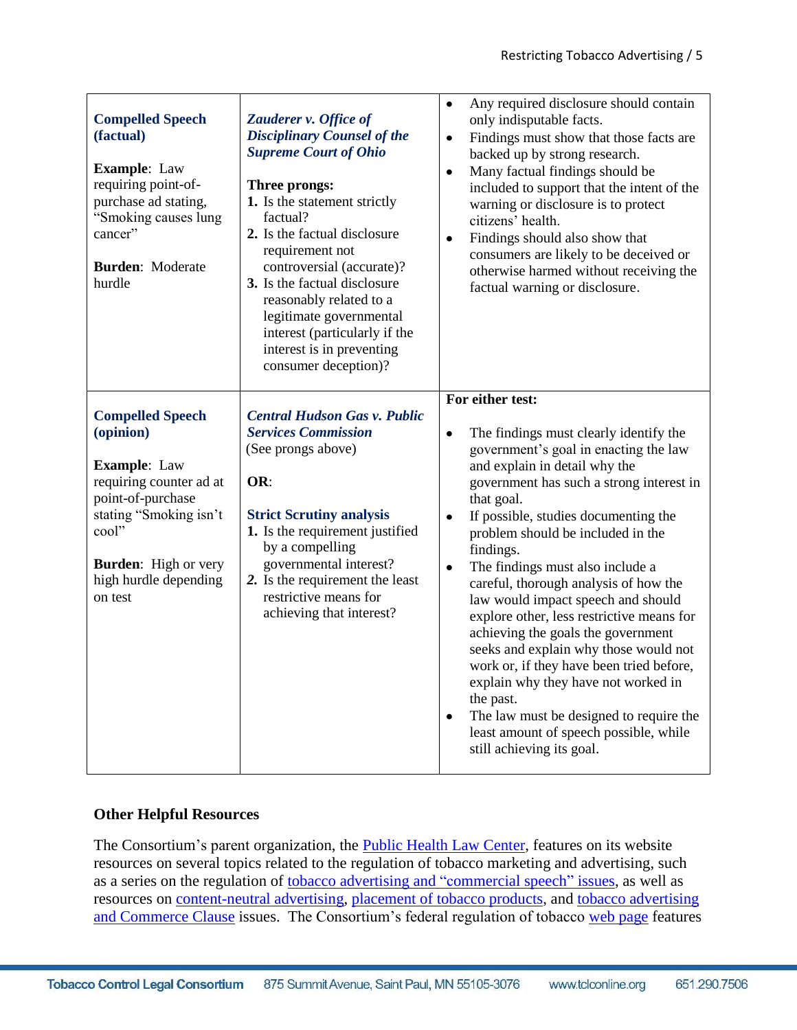| | | |
|---|---|---|
| **Compelled Speech (factual)**<br><br>**Example**: Law requiring point-of-purchase ad stating, "Smoking causes lung cancer"<br><br>**Burden**: Moderate hurdle | ***Zauderer v. Office of Disciplinary Counsel of the Supreme Court of Ohio***<br><br>**Three prongs:**<br>**1.** Is the statement strictly factual?<br>**2.** Is the factual disclosure requirement not controversial (accurate)?<br>**3.** Is the factual disclosure reasonably related to a legitimate governmental interest (particularly if the interest is in preventing consumer deception)? | • Any required disclosure should contain only indisputable facts.<br>• Findings must show that those facts are backed up by strong research.<br>• Many factual findings should be included to support that the intent of the warning or disclosure is to protect citizens' health.<br>• Findings should also show that consumers are likely to be deceived or otherwise harmed without receiving the factual warning or disclosure. |
| **Compelled Speech (opinion)**<br><br>**Example**: Law requiring counter ad at point-of-purchase stating "Smoking isn't cool"<br><br>**Burden**: High or very high hurdle depending on test | ***Central Hudson Gas v. Public Services Commission***<br>(See prongs above)<br><br>**OR**:<br><br>**Strict Scrutiny analysis**<br>**1.** Is the requirement justified by a compelling governmental interest?<br>***2.*** Is the requirement the least restrictive means for achieving that interest? | **For either test:**<br><br>• The findings must clearly identify the government's goal in enacting the law and explain in detail why the government has such a strong interest in that goal.<br>• If possible, studies documenting the problem should be included in the findings.<br>• The findings must also include a careful, thorough analysis of how the law would impact speech and should explore other, less restrictive means for achieving the goals the government seeks and explain why those would not work or, if they have been tried before, explain why they have not worked in the past.<br>• The law must be designed to require the least amount of speech possible, while still achieving its goal. |

**Other Helpful Resources**

The Consortium's parent organization, the Public Health Law Center, features on its website resources on several topics related to the regulation of tobacco marketing and advertising, such as a series on the regulation of tobacco advertising and "commercial speech" issues, as well as resources on content-neutral advertising, placement of tobacco products, and tobacco advertising and Commerce Clause issues. The Consortium's federal regulation of tobacco web page features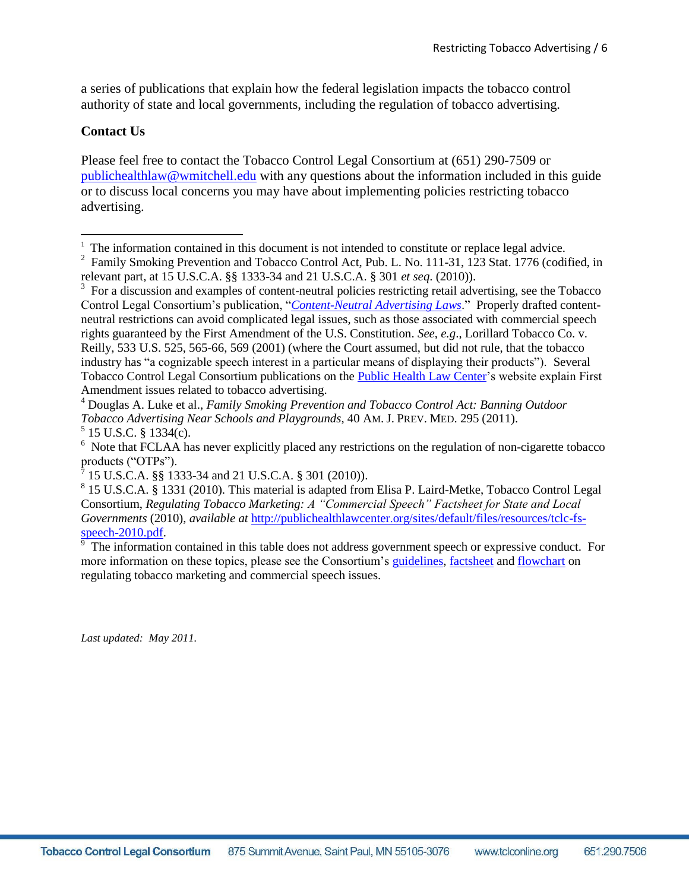a series of publications that explain how the federal legislation impacts the tobacco control authority of state and local governments, including the regulation of tobacco advertising.

**Contact Us**

Please feel free to contact the Tobacco Control Legal Consortium at (651) 290-7509 or publichealthlaw@wmitchell.edu with any questions about the information included in this guide or to discuss local concerns you may have about implementing policies restricting tobacco advertising.

---

[1] The information contained in this document is not intended to constitute or replace legal advice.

[2] Family Smoking Prevention and Tobacco Control Act, Pub. L. No. 111-31, 123 Stat. 1776 (codified, in relevant part, at 15 U.S.C.A. §§ 1333-34 and 21 U.S.C.A. § 301 *et seq*. (2010)).

[3] For a discussion and examples of content-neutral policies restricting retail advertising, see the Tobacco Control Legal Consortium's publication, "*Content-Neutral Advertising Laws*." Properly drafted content-neutral restrictions can avoid complicated legal issues, such as those associated with commercial speech rights guaranteed by the First Amendment of the U.S. Constitution. *See, e.g*., Lorillard Tobacco Co. v. Reilly, 533 U.S. 525, 565-66, 569 (2001) (where the Court assumed, but did not rule, that the tobacco industry has "a cognizable speech interest in a particular means of displaying their products"). Several Tobacco Control Legal Consortium publications on the Public Health Law Center's website explain First Amendment issues related to tobacco advertising.

[4] Douglas A. Luke et al., *Family Smoking Prevention and Tobacco Control Act: Banning Outdoor Tobacco Advertising Near Schools and Playgrounds*, 40 AM. J. PREV. MED. 295 (2011).

[5] 15 U.S.C. § 1334(c).

[6] Note that FCLAA has never explicitly placed any restrictions on the regulation of non-cigarette tobacco products ("OTPs").

[7] 15 U.S.C.A. §§ 1333-34 and 21 U.S.C.A. § 301 (2010)).

[8] 15 U.S.C.A. § 1331 (2010). This material is adapted from Elisa P. Laird-Metke, Tobacco Control Legal Consortium, *Regulating Tobacco Marketing: A "Commercial Speech" Factsheet for State and Local Governments* (2010), *available at* http://publichealthlawcenter.org/sites/default/files/resources/tclc-fs-speech-2010.pdf.

[9] The information contained in this table does not address government speech or expressive conduct. For more information on these topics, please see the Consortium's guidelines, factsheet and flowchart on regulating tobacco marketing and commercial speech issues.

*Last updated: May 2011.*